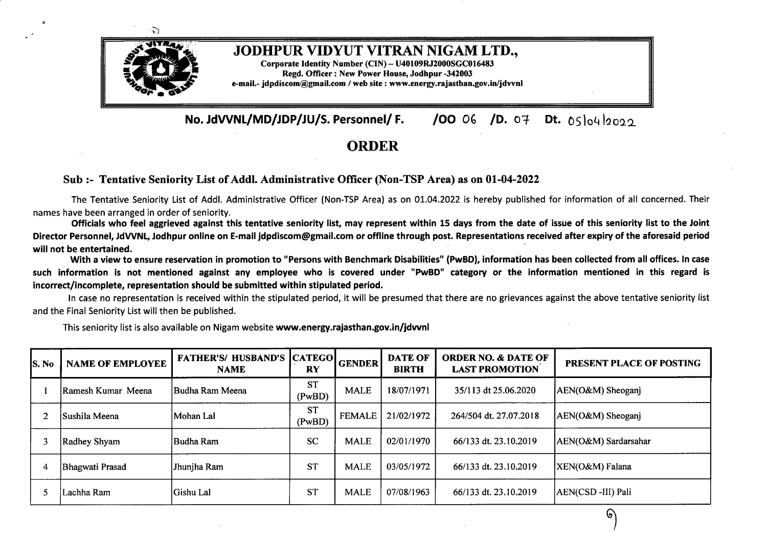# JODHPUR VIDYUT VITRAN NIGAM LTD.,

**Corporate Identity Number (CIN) – U40109RJ2000SGC016483**
**Regd. Officer : New Power House, Jodhpur -342003**
**e-mail.- jdpdiscom@gmail.com / web site : www.energy.rajasthan.gov.in/jdvvnl**

**No. JdVVNL/MD/JDP/JU/S. Personnel/ F. /OO 06 /D. 07 Dt. 05/04/2022**

## ORDER

### Sub :- Tentative Seniority List of Addl. Administrative Officer (Non-TSP Area) as on 01-04-2022

The Tentative Seniority List of Addl. Administrative Officer (Non-TSP Area) as on 01.04.2022 is hereby published for information of all concerned. Their names have been arranged in order of seniority.

**Officials who feel aggrieved against this tentative seniority list, may represent within 15 days from the date of issue of this seniority list to the Joint Director Personnel, JdVVNL, Jodhpur online on E-mail jdpdiscom@gmail.com or offline through post. Representations received after expiry of the aforesaid period will not be entertained.**

**With a view to ensure reservation in promotion to "Persons with Benchmark Disabilities" (PwBD), information has been collected from all offices. In case such information is not mentioned against any employee who is covered under "PwBD" category or the information mentioned in this regard is incorrect/incomplete, representation should be submitted within stipulated period.**

In case no representation is received within the stipulated period, it will be presumed that there are no grievances against the above tentative seniority list and the Final Seniority List will then be published.

This seniority list is also available on Nigam website **www.energy.rajasthan.gov.in/jdvvnl**

| S. No | NAME OF EMPLOYEE | FATHER'S/ HUSBAND'S NAME | CATEGORY | GENDER | DATE OF BIRTH | ORDER NO. & DATE OF LAST PROMOTION | PRESENT PLACE OF POSTING |
|---|---|---|---|---|---|---|---|
| 1 | Ramesh Kumar Meena | Budha Ram Meena | ST (PwBD) | MALE | 18/07/1971 | 35/113 dt 25.06.2020 | AEN(O&M) Sheoganj |
| 2 | Sushila Meena | Mohan Lal | ST (PwBD) | FEMALE | 21/02/1972 | 264/504 dt. 27.07.2018 | AEN(O&M) Sheoganj |
| 3 | Radhey Shyam | Budha Ram | SC | MALE | 02/01/1970 | 66/133 dt. 23.10.2019 | AEN(O&M) Sardarsahar |
| 4 | Bhagwati Prasad | Jhunjha Ram | ST | MALE | 03/05/1972 | 66/133 dt. 23.10.2019 | XEN(O&M) Falana |
| 5 | Lachha Ram | Gishu Lal | ST | MALE | 07/08/1963 | 66/133 dt. 23.10.2019 | AEN(CSD -III) Pali |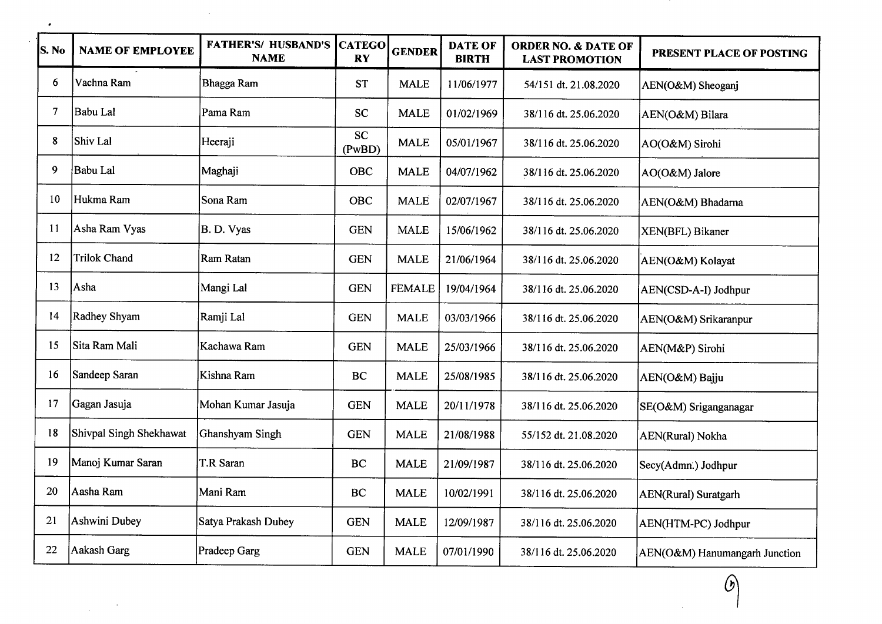| S. No | NAME OF EMPLOYEE | FATHER'S/ HUSBAND'S NAME | CATEGORY | GENDER | DATE OF BIRTH | ORDER NO. & DATE OF LAST PROMOTION | PRESENT PLACE OF POSTING |
|---|---|---|---|---|---|---|---|
| 6 | Vachna Ram | Bhagga Ram | ST | MALE | 11/06/1977 | 54/151 dt. 21.08.2020 | AEN(O&M) Sheoganj |
| 7 | Babu Lal | Pama Ram | SC | MALE | 01/02/1969 | 38/116 dt. 25.06.2020 | AEN(O&M) Bilara |
| 8 | Shiv Lal | Heeraji | SC (PwBD) | MALE | 05/01/1967 | 38/116 dt. 25.06.2020 | AO(O&M) Sirohi |
| 9 | Babu Lal | Maghaji | OBC | MALE | 04/07/1962 | 38/116 dt. 25.06.2020 | AO(O&M) Jalore |
| 10 | Hukma Ram | Sona Ram | OBC | MALE | 02/07/1967 | 38/116 dt. 25.06.2020 | AEN(O&M) Bhadarna |
| 11 | Asha Ram Vyas | B. D. Vyas | GEN | MALE | 15/06/1962 | 38/116 dt. 25.06.2020 | XEN(BFL) Bikaner |
| 12 | Trilok Chand | Ram Ratan | GEN | MALE | 21/06/1964 | 38/116 dt. 25.06.2020 | AEN(O&M) Kolayat |
| 13 | Asha | Mangi Lal | GEN | FEMALE | 19/04/1964 | 38/116 dt. 25.06.2020 | AEN(CSD-A-I) Jodhpur |
| 14 | Radhey Shyam | Ramji Lal | GEN | MALE | 03/03/1966 | 38/116 dt. 25.06.2020 | AEN(O&M) Srikaranpur |
| 15 | Sita Ram Mali | Kachawa Ram | GEN | MALE | 25/03/1966 | 38/116 dt. 25.06.2020 | AEN(M&P) Sirohi |
| 16 | Sandeep Saran | Kishna Ram | BC | MALE | 25/08/1985 | 38/116 dt. 25.06.2020 | AEN(O&M) Bajju |
| 17 | Gagan Jasuja | Mohan Kumar Jasuja | GEN | MALE | 20/11/1978 | 38/116 dt. 25.06.2020 | SE(O&M) Sriganganagar |
| 18 | Shivpal Singh Shekhawat | Ghanshyam Singh | GEN | MALE | 21/08/1988 | 55/152 dt. 21.08.2020 | AEN(Rural) Nokha |
| 19 | Manoj Kumar Saran | T.R Saran | BC | MALE | 21/09/1987 | 38/116 dt. 25.06.2020 | Secy(Admn.) Jodhpur |
| 20 | Aasha Ram | Mani Ram | BC | MALE | 10/02/1991 | 38/116 dt. 25.06.2020 | AEN(Rural) Suratgarh |
| 21 | Ashwini Dubey | Satya Prakash Dubey | GEN | MALE | 12/09/1987 | 38/116 dt. 25.06.2020 | AEN(HTM-PC) Jodhpur |
| 22 | Aakash Garg | Pradeep Garg | GEN | MALE | 07/01/1990 | 38/116 dt. 25.06.2020 | AEN(O&M) Hanumangarh Junction |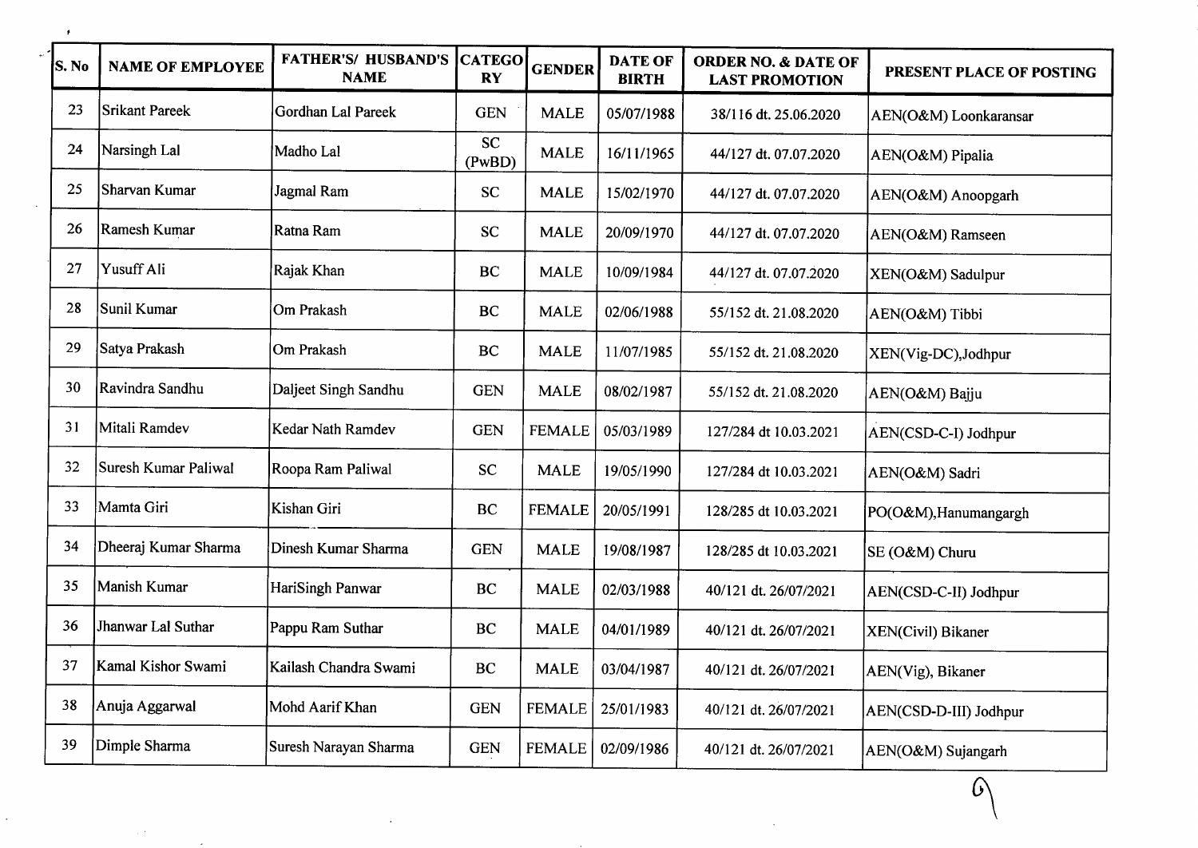| S. No | NAME OF EMPLOYEE | FATHER'S/ HUSBAND'S NAME | CATEGORY | GENDER | DATE OF BIRTH | ORDER NO. & DATE OF LAST PROMOTION | PRESENT PLACE OF POSTING |
|---|---|---|---|---|---|---|---|
| 23 | Srikant Pareek | Gordhan Lal Pareek | GEN | MALE | 05/07/1988 | 38/116 dt. 25.06.2020 | AEN(O&M) Loonkaransar |
| 24 | Narsingh Lal | Madho Lal | SC (PwBD) | MALE | 16/11/1965 | 44/127 dt. 07.07.2020 | AEN(O&M) Pipalia |
| 25 | Sharvan Kumar | Jagmal Ram | SC | MALE | 15/02/1970 | 44/127 dt. 07.07.2020 | AEN(O&M) Anoopgarh |
| 26 | Ramesh Kumar | Ratna Ram | SC | MALE | 20/09/1970 | 44/127 dt. 07.07.2020 | AEN(O&M) Ramseen |
| 27 | Yusuff Ali | Rajak Khan | BC | MALE | 10/09/1984 | 44/127 dt. 07.07.2020 | XEN(O&M) Sadulpur |
| 28 | Sunil Kumar | Om Prakash | BC | MALE | 02/06/1988 | 55/152 dt. 21.08.2020 | AEN(O&M) Tibbi |
| 29 | Satya Prakash | Om Prakash | BC | MALE | 11/07/1985 | 55/152 dt. 21.08.2020 | XEN(Vig-DC),Jodhpur |
| 30 | Ravindra Sandhu | Daljeet Singh Sandhu | GEN | MALE | 08/02/1987 | 55/152 dt. 21.08.2020 | AEN(O&M) Bajju |
| 31 | Mitali Ramdev | Kedar Nath Ramdev | GEN | FEMALE | 05/03/1989 | 127/284 dt 10.03.2021 | AEN(CSD-C-I) Jodhpur |
| 32 | Suresh Kumar Paliwal | Roopa Ram Paliwal | SC | MALE | 19/05/1990 | 127/284 dt 10.03.2021 | AEN(O&M) Sadri |
| 33 | Mamta Giri | Kishan Giri | BC | FEMALE | 20/05/1991 | 128/285 dt 10.03.2021 | PO(O&M),Hanumangargh |
| 34 | Dheeraj Kumar Sharma | Dinesh Kumar Sharma | GEN | MALE | 19/08/1987 | 128/285 dt 10.03.2021 | SE (O&M) Churu |
| 35 | Manish Kumar | HariSingh Panwar | BC | MALE | 02/03/1988 | 40/121 dt. 26/07/2021 | AEN(CSD-C-II) Jodhpur |
| 36 | Jhanwar Lal Suthar | Pappu Ram Suthar | BC | MALE | 04/01/1989 | 40/121 dt. 26/07/2021 | XEN(Civil) Bikaner |
| 37 | Kamal Kishor Swami | Kailash Chandra Swami | BC | MALE | 03/04/1987 | 40/121 dt. 26/07/2021 | AEN(Vig), Bikaner |
| 38 | Anuja Aggarwal | Mohd Aarif Khan | GEN | FEMALE | 25/01/1983 | 40/121 dt. 26/07/2021 | AEN(CSD-D-III) Jodhpur |
| 39 | Dimple Sharma | Suresh Narayan Sharma | GEN | FEMALE | 02/09/1986 | 40/121 dt. 26/07/2021 | AEN(O&M) Sujangarh |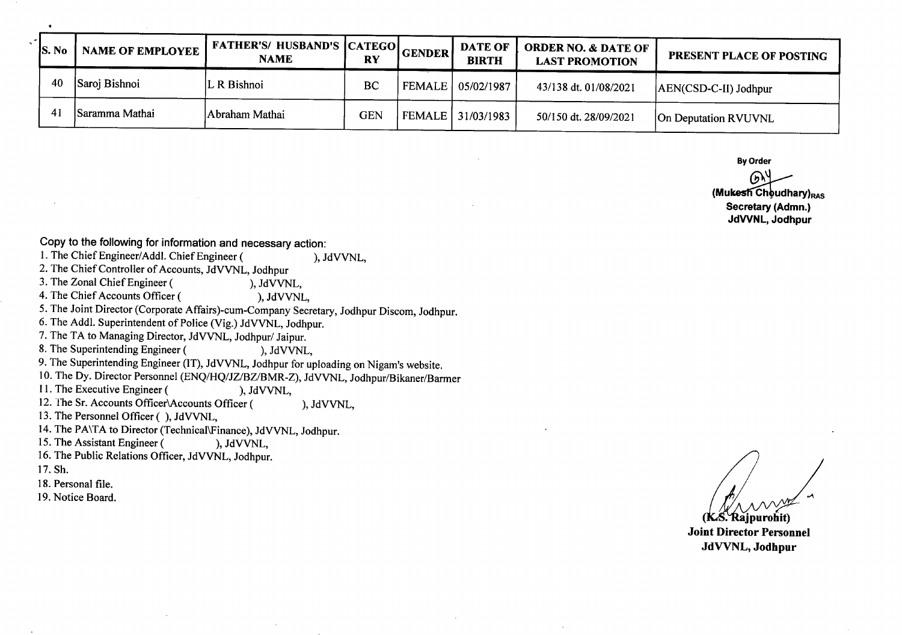| S. No | NAME OF EMPLOYEE | FATHER'S/ HUSBAND'S NAME | CATEGORY | GENDER | DATE OF BIRTH | ORDER NO. & DATE OF LAST PROMOTION | PRESENT PLACE OF POSTING |
|---|---|---|---|---|---|---|---|
| 40 | Saroj Bishnoi | L R Bishnoi | BC | FEMALE | 05/02/1987 | 43/138 dt. 01/08/2021 | AEN(CSD-C-II) Jodhpur |
| 41 | Saramma Mathai | Abraham Mathai | GEN | FEMALE | 31/03/1983 | 50/150 dt. 28/09/2021 | On Deputation RVUVNL |

**By Order**

**(Mukesh Choudhary)RAS**
**Secretary (Admn.)**
**JdVVNL, Jodhpur**

Copy to the following for information and necessary action:

1. The Chief Engineer/Addl. Chief Engineer ( ), JdVVNL,
2. The Chief Controller of Accounts, JdVVNL, Jodhpur
3. The Zonal Chief Engineer ( ), JdVVNL,
4. The Chief Accounts Officer ( ), JdVVNL,
5. The Joint Director (Corporate Affairs)-cum-Company Secretary, Jodhpur Discom, Jodhpur.
6. The Addl. Superintendent of Police (Vig.) JdVVNL, Jodhpur.
7. The TA to Managing Director, JdVVNL, Jodhpur/ Jaipur.
8. The Superintending Engineer ( ), JdVVNL,
9. The Superintending Engineer (IT), JdVVNL, Jodhpur for uploading on Nigam's website.
10. The Dy. Director Personnel (ENQ/HQ/JZ/BZ/BMR-Z), JdVVNL, Jodhpur/Bikaner/Barmer
11. The Executive Engineer ( ), JdVVNL,
12. The Sr. Accounts Officer\Accounts Officer ( ), JdVVNL,
13. The Personnel Officer ( ), JdVVNL,
14. The PA\TA to Director (Technical\Finance), JdVVNL, Jodhpur.
15. The Assistant Engineer ( ), JdVVNL,
16. The Public Relations Officer, JdVVNL, Jodhpur.
17. Sh.
18. Personal file.
19. Notice Board.

**(K.S. Rajpurohit)**
**Joint Director Personnel**
**JdVVNL, Jodhpur**